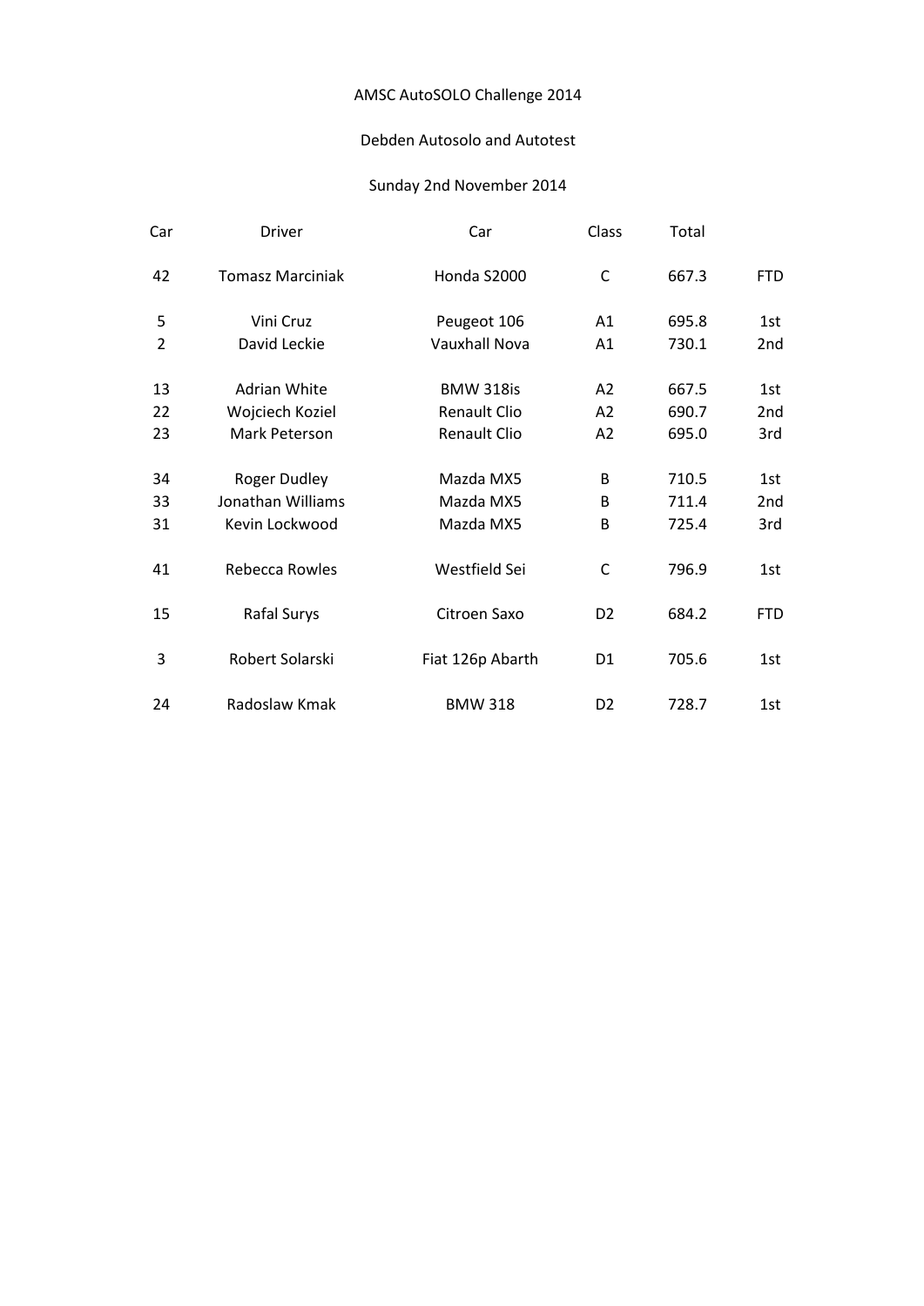AMSC AutoSOLO Challenge 2014

Debden Autosolo and Autotest

Sunday 2nd November 2014

| Car | Driver | Car | Class | Total | |
|---|---|---|---|---|---|
| 42 | Tomasz Marciniak | Honda S2000 | C | 667.3 | FTD |
| | | | | | |
| 5 | Vini Cruz | Peugeot 106 | A1 | 695.8 | 1st |
| 2 | David Leckie | Vauxhall Nova | A1 | 730.1 | 2nd |
| | | | | | |
| 13 | Adrian White | BMW 318is | A2 | 667.5 | 1st |
| 22 | Wojciech Koziel | Renault Clio | A2 | 690.7 | 2nd |
| 23 | Mark Peterson | Renault Clio | A2 | 695.0 | 3rd |
| | | | | | |
| 34 | Roger Dudley | Mazda MX5 | B | 710.5 | 1st |
| 33 | Jonathan Williams | Mazda MX5 | B | 711.4 | 2nd |
| 31 | Kevin Lockwood | Mazda MX5 | B | 725.4 | 3rd |
| | | | | | |
| 41 | Rebecca Rowles | Westfield Sei | C | 796.9 | 1st |
| | | | | | |
| 15 | Rafal Surys | Citroen Saxo | D2 | 684.2 | FTD |
| | | | | | |
| 3 | Robert Solarski | Fiat 126p Abarth | D1 | 705.6 | 1st |
| | | | | | |
| 24 | Radoslaw Kmak | BMW 318 | D2 | 728.7 | 1st |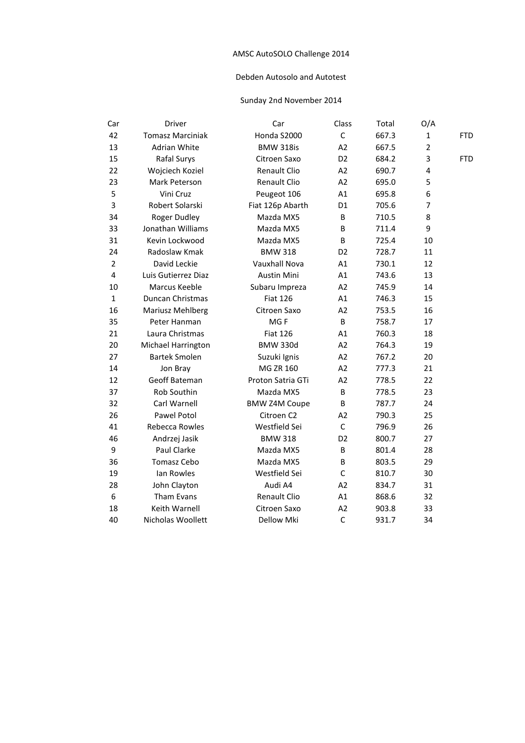AMSC AutoSOLO Challenge 2014

Debden Autosolo and Autotest

Sunday 2nd November 2014

| Car | Driver | Car | Class | Total | O/A | |
|---|---|---|---|---|---|---|
| 42 | Tomasz Marciniak | Honda S2000 | C | 667.3 | 1 | FTD |
| 13 | Adrian White | BMW 318is | A2 | 667.5 | 2 | |
| 15 | Rafal Surys | Citroen Saxo | D2 | 684.2 | 3 | FTD |
| 22 | Wojciech Koziel | Renault Clio | A2 | 690.7 | 4 | |
| 23 | Mark Peterson | Renault Clio | A2 | 695.0 | 5 | |
| 5 | Vini Cruz | Peugeot 106 | A1 | 695.8 | 6 | |
| 3 | Robert Solarski | Fiat 126p Abarth | D1 | 705.6 | 7 | |
| 34 | Roger Dudley | Mazda MX5 | B | 710.5 | 8 | |
| 33 | Jonathan Williams | Mazda MX5 | B | 711.4 | 9 | |
| 31 | Kevin Lockwood | Mazda MX5 | B | 725.4 | 10 | |
| 24 | Radoslaw Kmak | BMW 318 | D2 | 728.7 | 11 | |
| 2 | David Leckie | Vauxhall Nova | A1 | 730.1 | 12 | |
| 4 | Luis Gutierrez Diaz | Austin Mini | A1 | 743.6 | 13 | |
| 10 | Marcus Keeble | Subaru Impreza | A2 | 745.9 | 14 | |
| 1 | Duncan Christmas | Fiat 126 | A1 | 746.3 | 15 | |
| 16 | Mariusz Mehlberg | Citroen Saxo | A2 | 753.5 | 16 | |
| 35 | Peter Hanman | MG F | B | 758.7 | 17 | |
| 21 | Laura Christmas | Fiat 126 | A1 | 760.3 | 18 | |
| 20 | Michael Harrington | BMW 330d | A2 | 764.3 | 19 | |
| 27 | Bartek Smolen | Suzuki Ignis | A2 | 767.2 | 20 | |
| 14 | Jon Bray | MG ZR 160 | A2 | 777.3 | 21 | |
| 12 | Geoff Bateman | Proton Satria GTi | A2 | 778.5 | 22 | |
| 37 | Rob Southin | Mazda MX5 | B | 778.5 | 23 | |
| 32 | Carl Warnell | BMW Z4M Coupe | B | 787.7 | 24 | |
| 26 | Pawel Potol | Citroen C2 | A2 | 790.3 | 25 | |
| 41 | Rebecca Rowles | Westfield Sei | C | 796.9 | 26 | |
| 46 | Andrzej Jasik | BMW 318 | D2 | 800.7 | 27 | |
| 9 | Paul Clarke | Mazda MX5 | B | 801.4 | 28 | |
| 36 | Tomasz Cebo | Mazda MX5 | B | 803.5 | 29 | |
| 19 | Ian Rowles | Westfield Sei | C | 810.7 | 30 | |
| 28 | John Clayton | Audi A4 | A2 | 834.7 | 31 | |
| 6 | Tham Evans | Renault Clio | A1 | 868.6 | 32 | |
| 18 | Keith Warnell | Citroen Saxo | A2 | 903.8 | 33 | |
| 40 | Nicholas Woollett | Dellow Mki | C | 931.7 | 34 | |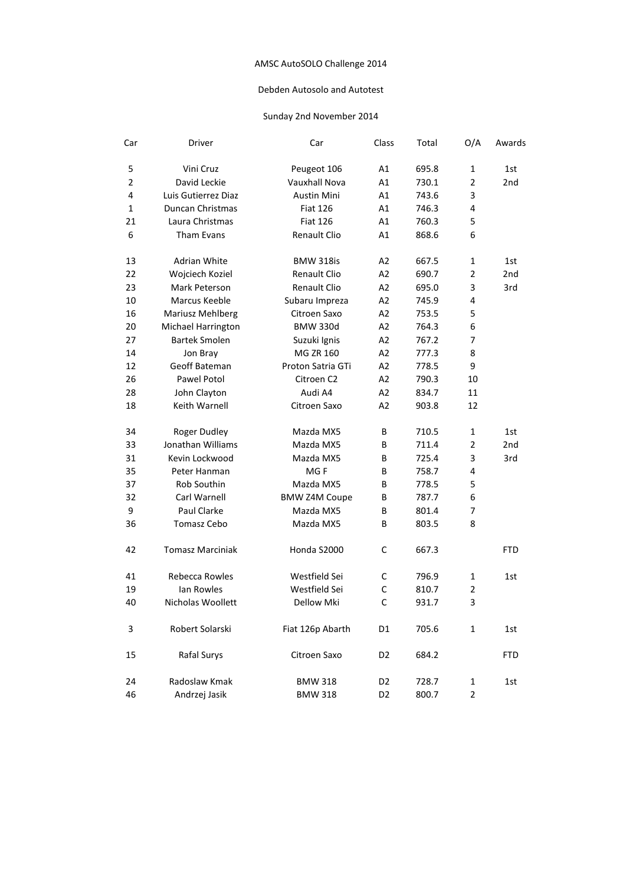AMSC AutoSOLO Challenge 2014

Debden Autosolo and Autotest

Sunday 2nd November 2014

| Car | Driver | Car | Class | Total | O/A | Awards |
|---|---|---|---|---|---|---|
| 5 | Vini Cruz | Peugeot 106 | A1 | 695.8 | 1 | 1st |
| 2 | David Leckie | Vauxhall Nova | A1 | 730.1 | 2 | 2nd |
| 4 | Luis Gutierrez Diaz | Austin Mini | A1 | 743.6 | 3 | |
| 1 | Duncan Christmas | Fiat 126 | A1 | 746.3 | 4 | |
| 21 | Laura Christmas | Fiat 126 | A1 | 760.3 | 5 | |
| 6 | Tham Evans | Renault Clio | A1 | 868.6 | 6 | |
| | | | | | | |
| 13 | Adrian White | BMW 318is | A2 | 667.5 | 1 | 1st |
| 22 | Wojciech Koziel | Renault Clio | A2 | 690.7 | 2 | 2nd |
| 23 | Mark Peterson | Renault Clio | A2 | 695.0 | 3 | 3rd |
| 10 | Marcus Keeble | Subaru Impreza | A2 | 745.9 | 4 | |
| 16 | Mariusz Mehlberg | Citroen Saxo | A2 | 753.5 | 5 | |
| 20 | Michael Harrington | BMW 330d | A2 | 764.3 | 6 | |
| 27 | Bartek Smolen | Suzuki Ignis | A2 | 767.2 | 7 | |
| 14 | Jon Bray | MG ZR 160 | A2 | 777.3 | 8 | |
| 12 | Geoff Bateman | Proton Satria GTi | A2 | 778.5 | 9 | |
| 26 | Pawel Potol | Citroen C2 | A2 | 790.3 | 10 | |
| 28 | John Clayton | Audi A4 | A2 | 834.7 | 11 | |
| 18 | Keith Warnell | Citroen Saxo | A2 | 903.8 | 12 | |
| | | | | | | |
| 34 | Roger Dudley | Mazda MX5 | B | 710.5 | 1 | 1st |
| 33 | Jonathan Williams | Mazda MX5 | B | 711.4 | 2 | 2nd |
| 31 | Kevin Lockwood | Mazda MX5 | B | 725.4 | 3 | 3rd |
| 35 | Peter Hanman | MG F | B | 758.7 | 4 | |
| 37 | Rob Southin | Mazda MX5 | B | 778.5 | 5 | |
| 32 | Carl Warnell | BMW Z4M Coupe | B | 787.7 | 6 | |
| 9 | Paul Clarke | Mazda MX5 | B | 801.4 | 7 | |
| 36 | Tomasz Cebo | Mazda MX5 | B | 803.5 | 8 | |
| | | | | | | |
| 42 | Tomasz Marciniak | Honda S2000 | C | 667.3 | | FTD |
| | | | | | | |
| 41 | Rebecca Rowles | Westfield Sei | C | 796.9 | 1 | 1st |
| 19 | Ian Rowles | Westfield Sei | C | 810.7 | 2 | |
| 40 | Nicholas Woollett | Dellow Mki | C | 931.7 | 3 | |
| | | | | | | |
| 3 | Robert Solarski | Fiat 126p Abarth | D1 | 705.6 | 1 | 1st |
| | | | | | | |
| 15 | Rafal Surys | Citroen Saxo | D2 | 684.2 | | FTD |
| | | | | | | |
| 24 | Radoslaw Kmak | BMW 318 | D2 | 728.7 | 1 | 1st |
| 46 | Andrzej Jasik | BMW 318 | D2 | 800.7 | 2 | |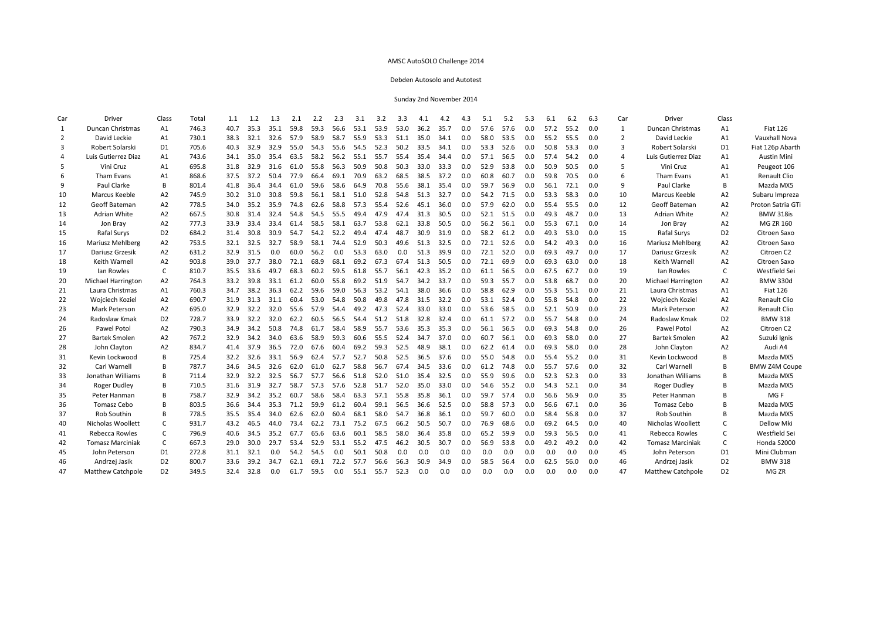AMSC AutoSOLO Challenge 2014

Debden Autosolo and Autotest

Sunday 2nd November 2014

| Car | Driver | Class | Total | 1.1 | 1.2 | 1.3 | 2.1 | 2.2 | 2.3 | 3.1 | 3.2 | 3.3 | 4.1 | 4.2 | 4.3 | 5.1 | 5.2 | 5.3 | 6.1 | 6.2 | 6.3 | Car | Driver | Class | |
|---|---|---|---|---|---|---|---|---|---|---|---|---|---|---|---|---|---|---|---|---|---|---|---|---|---|
| 1 | Duncan Christmas | A1 | 746.3 | 40.7 | 35.3 | 35.1 | 59.8 | 59.3 | 56.6 | 53.1 | 53.9 | 53.0 | 36.2 | 35.7 | 0.0 | 57.6 | 57.6 | 0.0 | 57.2 | 55.2 | 0.0 | 1 | Duncan Christmas | A1 | Fiat 126 |
| 2 | David Leckie | A1 | 730.1 | 38.3 | 32.1 | 32.6 | 57.9 | 58.9 | 58.7 | 55.9 | 53.3 | 51.1 | 35.0 | 34.1 | 0.0 | 58.0 | 53.5 | 0.0 | 55.2 | 55.5 | 0.0 | 2 | David Leckie | A1 | Vauxhall Nova |
| 3 | Robert Solarski | D1 | 705.6 | 40.3 | 32.9 | 32.9 | 55.0 | 54.3 | 55.6 | 54.5 | 52.3 | 50.2 | 33.5 | 34.1 | 0.0 | 53.3 | 52.6 | 0.0 | 50.8 | 53.3 | 0.0 | 3 | Robert Solarski | D1 | Fiat 126p Abarth |
| 4 | Luis Gutierrez Diaz | A1 | 743.6 | 34.1 | 35.0 | 35.4 | 63.5 | 58.2 | 56.2 | 55.1 | 55.7 | 55.4 | 35.4 | 34.4 | 0.0 | 57.1 | 56.5 | 0.0 | 57.4 | 54.2 | 0.0 | 4 | Luis Gutierrez Diaz | A1 | Austin Mini |
| 5 | Vini Cruz | A1 | 695.8 | 31.8 | 32.9 | 31.6 | 61.0 | 55.8 | 56.3 | 50.9 | 50.8 | 50.3 | 33.0 | 33.3 | 0.0 | 52.9 | 53.8 | 0.0 | 50.9 | 50.5 | 0.0 | 5 | Vini Cruz | A1 | Peugeot 106 |
| 6 | Tham Evans | A1 | 868.6 | 37.5 | 37.2 | 50.4 | 77.9 | 66.4 | 69.1 | 70.9 | 63.2 | 68.5 | 38.5 | 37.2 | 0.0 | 60.8 | 60.7 | 0.0 | 59.8 | 70.5 | 0.0 | 6 | Tham Evans | A1 | Renault Clio |
| 9 | Paul Clarke | B | 801.4 | 41.8 | 36.4 | 34.4 | 61.0 | 59.6 | 58.6 | 64.9 | 70.8 | 55.6 | 38.1 | 35.4 | 0.0 | 59.7 | 56.9 | 0.0 | 56.1 | 72.1 | 0.0 | 9 | Paul Clarke | B | Mazda MX5 |
| 10 | Marcus Keeble | A2 | 745.9 | 30.2 | 31.0 | 30.8 | 59.8 | 56.1 | 58.1 | 51.0 | 52.8 | 54.8 | 51.3 | 32.7 | 0.0 | 54.2 | 71.5 | 0.0 | 53.3 | 58.3 | 0.0 | 10 | Marcus Keeble | A2 | Subaru Impreza |
| 12 | Geoff Bateman | A2 | 778.5 | 34.0 | 35.2 | 35.9 | 74.8 | 62.6 | 58.8 | 57.3 | 55.4 | 52.6 | 45.1 | 36.0 | 0.0 | 57.9 | 62.0 | 0.0 | 55.4 | 55.5 | 0.0 | 12 | Geoff Bateman | A2 | Proton Satria GTi |
| 13 | Adrian White | A2 | 667.5 | 30.8 | 31.4 | 32.4 | 54.8 | 54.5 | 55.5 | 49.4 | 47.9 | 47.4 | 31.3 | 30.5 | 0.0 | 52.1 | 51.5 | 0.0 | 49.3 | 48.7 | 0.0 | 13 | Adrian White | A2 | BMW 318is |
| 14 | Jon Bray | A2 | 777.3 | 33.9 | 33.4 | 33.4 | 61.4 | 58.5 | 58.1 | 63.7 | 53.8 | 62.1 | 33.8 | 50.5 | 0.0 | 56.2 | 56.1 | 0.0 | 55.3 | 67.1 | 0.0 | 14 | Jon Bray | A2 | MG ZR 160 |
| 15 | Rafal Surys | D2 | 684.2 | 31.4 | 30.8 | 30.9 | 54.7 | 54.2 | 52.2 | 49.4 | 47.4 | 48.7 | 30.9 | 31.9 | 0.0 | 58.2 | 61.2 | 0.0 | 49.3 | 53.0 | 0.0 | 15 | Rafal Surys | D2 | Citroen Saxo |
| 16 | Mariusz Mehlberg | A2 | 753.5 | 32.1 | 32.5 | 32.7 | 58.9 | 58.1 | 74.4 | 52.9 | 50.3 | 49.6 | 51.3 | 32.5 | 0.0 | 72.1 | 52.6 | 0.0 | 54.2 | 49.3 | 0.0 | 16 | Mariusz Mehlberg | A2 | Citroen Saxo |
| 17 | Dariusz Grzesik | A2 | 631.2 | 32.9 | 31.5 | 0.0 | 60.0 | 56.2 | 0.0 | 53.3 | 63.0 | 0.0 | 51.3 | 39.9 | 0.0 | 72.1 | 52.0 | 0.0 | 69.3 | 49.7 | 0.0 | 17 | Dariusz Grzesik | A2 | Citroen C2 |
| 18 | Keith Warnell | A2 | 903.8 | 39.0 | 37.7 | 38.0 | 72.1 | 68.9 | 68.1 | 69.2 | 67.3 | 67.4 | 51.3 | 50.5 | 0.0 | 72.1 | 69.9 | 0.0 | 69.3 | 63.0 | 0.0 | 18 | Keith Warnell | A2 | Citroen Saxo |
| 19 | Ian Rowles | C | 810.7 | 35.5 | 33.6 | 49.7 | 68.3 | 60.2 | 59.5 | 61.8 | 55.7 | 56.1 | 42.3 | 35.2 | 0.0 | 61.1 | 56.5 | 0.0 | 67.5 | 67.7 | 0.0 | 19 | Ian Rowles | C | Westfield Sei |
| 20 | Michael Harrington | A2 | 764.3 | 33.2 | 39.8 | 33.1 | 61.2 | 60.0 | 55.8 | 69.2 | 51.9 | 54.7 | 34.2 | 33.7 | 0.0 | 59.3 | 55.7 | 0.0 | 53.8 | 68.7 | 0.0 | 20 | Michael Harrington | A2 | BMW 330d |
| 21 | Laura Christmas | A1 | 760.3 | 34.7 | 38.2 | 36.3 | 62.2 | 59.6 | 59.0 | 56.3 | 53.2 | 54.1 | 38.0 | 36.6 | 0.0 | 58.8 | 62.9 | 0.0 | 55.3 | 55.1 | 0.0 | 21 | Laura Christmas | A1 | Fiat 126 |
| 22 | Wojciech Koziel | A2 | 690.7 | 31.9 | 31.3 | 31.1 | 60.4 | 53.0 | 54.8 | 50.8 | 49.8 | 47.8 | 31.5 | 32.2 | 0.0 | 53.1 | 52.4 | 0.0 | 55.8 | 54.8 | 0.0 | 22 | Wojciech Koziel | A2 | Renault Clio |
| 23 | Mark Peterson | A2 | 695.0 | 32.9 | 32.2 | 32.0 | 55.6 | 57.9 | 54.4 | 49.2 | 47.3 | 52.4 | 33.0 | 33.0 | 0.0 | 53.6 | 58.5 | 0.0 | 52.1 | 50.9 | 0.0 | 23 | Mark Peterson | A2 | Renault Clio |
| 24 | Radoslaw Kmak | D2 | 728.7 | 33.9 | 32.2 | 32.0 | 62.2 | 60.5 | 56.5 | 54.4 | 51.2 | 51.8 | 32.8 | 32.4 | 0.0 | 61.1 | 57.2 | 0.0 | 55.7 | 54.8 | 0.0 | 24 | Radoslaw Kmak | D2 | BMW 318 |
| 26 | Pawel Potol | A2 | 790.3 | 34.9 | 34.2 | 50.8 | 74.8 | 61.7 | 58.4 | 58.9 | 55.7 | 53.6 | 35.3 | 35.3 | 0.0 | 56.1 | 56.5 | 0.0 | 69.3 | 54.8 | 0.0 | 26 | Pawel Potol | A2 | Citroen C2 |
| 27 | Bartek Smolen | A2 | 767.2 | 32.9 | 34.2 | 34.0 | 63.6 | 58.9 | 59.3 | 60.6 | 55.5 | 52.4 | 34.7 | 37.0 | 0.0 | 60.7 | 56.1 | 0.0 | 69.3 | 58.0 | 0.0 | 27 | Bartek Smolen | A2 | Suzuki Ignis |
| 28 | John Clayton | A2 | 834.7 | 41.4 | 37.9 | 36.5 | 72.0 | 67.6 | 60.4 | 69.2 | 59.3 | 52.5 | 48.9 | 38.1 | 0.0 | 62.2 | 61.4 | 0.0 | 69.3 | 58.0 | 0.0 | 28 | John Clayton | A2 | Audi A4 |
| 31 | Kevin Lockwood | B | 725.4 | 32.2 | 32.6 | 33.1 | 56.9 | 62.4 | 57.7 | 52.7 | 50.8 | 52.5 | 36.5 | 37.6 | 0.0 | 55.0 | 54.8 | 0.0 | 55.4 | 55.2 | 0.0 | 31 | Kevin Lockwood | B | Mazda MX5 |
| 32 | Carl Warnell | B | 787.7 | 34.6 | 34.5 | 32.6 | 62.0 | 61.0 | 62.7 | 58.8 | 56.7 | 67.4 | 34.5 | 33.6 | 0.0 | 61.2 | 74.8 | 0.0 | 55.7 | 57.6 | 0.0 | 32 | Carl Warnell | B | BMW Z4M Coupe |
| 33 | Jonathan Williams | B | 711.4 | 32.9 | 32.2 | 32.5 | 56.7 | 57.7 | 56.6 | 51.8 | 52.0 | 51.0 | 35.4 | 32.5 | 0.0 | 55.9 | 59.6 | 0.0 | 52.3 | 52.3 | 0.0 | 33 | Jonathan Williams | B | Mazda MX5 |
| 34 | Roger Dudley | B | 710.5 | 31.6 | 31.9 | 32.7 | 58.7 | 57.3 | 57.6 | 52.8 | 51.7 | 52.0 | 35.0 | 33.0 | 0.0 | 54.6 | 55.2 | 0.0 | 54.3 | 52.1 | 0.0 | 34 | Roger Dudley | B | Mazda MX5 |
| 35 | Peter Hanman | B | 758.7 | 32.9 | 34.2 | 35.2 | 60.7 | 58.6 | 58.4 | 63.3 | 57.1 | 55.8 | 35.8 | 36.1 | 0.0 | 59.7 | 57.4 | 0.0 | 56.6 | 56.9 | 0.0 | 35 | Peter Hanman | B | MG F |
| 36 | Tomasz Cebo | B | 803.5 | 36.6 | 34.4 | 35.3 | 71.2 | 59.9 | 61.2 | 60.4 | 59.1 | 56.5 | 36.6 | 52.5 | 0.0 | 58.8 | 57.3 | 0.0 | 56.6 | 67.1 | 0.0 | 36 | Tomasz Cebo | B | Mazda MX5 |
| 37 | Rob Southin | B | 778.5 | 35.5 | 35.4 | 34.0 | 62.6 | 62.0 | 60.4 | 68.1 | 58.0 | 54.7 | 36.8 | 36.1 | 0.0 | 59.7 | 60.0 | 0.0 | 58.4 | 56.8 | 0.0 | 37 | Rob Southin | B | Mazda MX5 |
| 40 | Nicholas Woollett | C | 931.7 | 43.2 | 46.5 | 44.0 | 73.4 | 62.2 | 73.1 | 75.2 | 67.5 | 66.2 | 50.5 | 50.7 | 0.0 | 76.9 | 68.6 | 0.0 | 69.2 | 64.5 | 0.0 | 40 | Nicholas Woollett | C | Dellow Mki |
| 41 | Rebecca Rowles | C | 796.9 | 40.6 | 34.5 | 35.2 | 67.7 | 65.6 | 63.6 | 60.1 | 58.5 | 58.0 | 36.4 | 35.8 | 0.0 | 65.2 | 59.9 | 0.0 | 59.3 | 56.5 | 0.0 | 41 | Rebecca Rowles | C | Westfield Sei |
| 42 | Tomasz Marciniak | C | 667.3 | 29.0 | 30.0 | 29.7 | 53.4 | 52.9 | 53.1 | 55.2 | 47.5 | 46.2 | 30.5 | 30.7 | 0.0 | 56.9 | 53.8 | 0.0 | 49.2 | 49.2 | 0.0 | 42 | Tomasz Marciniak | C | Honda S2000 |
| 45 | John Peterson | D1 | 272.8 | 31.1 | 32.1 | 0.0 | 54.2 | 54.5 | 0.0 | 50.1 | 50.8 | 0.0 | 0.0 | 0.0 | 0.0 | 0.0 | 0.0 | 0.0 | 0.0 | 0.0 | 0.0 | 45 | John Peterson | D1 | Mini Clubman |
| 46 | Andrzej Jasik | D2 | 800.7 | 33.6 | 39.2 | 34.7 | 62.1 | 69.1 | 72.2 | 57.7 | 56.6 | 56.3 | 50.9 | 34.9 | 0.0 | 58.5 | 56.4 | 0.0 | 62.5 | 56.0 | 0.0 | 46 | Andrzej Jasik | D2 | BMW 318 |
| 47 | Matthew Catchpole | D2 | 349.5 | 32.4 | 32.8 | 0.0 | 61.7 | 59.5 | 0.0 | 55.1 | 55.7 | 52.3 | 0.0 | 0.0 | 0.0 | 0.0 | 0.0 | 0.0 | 0.0 | 0.0 | 0.0 | 47 | Matthew Catchpole | D2 | MG ZR |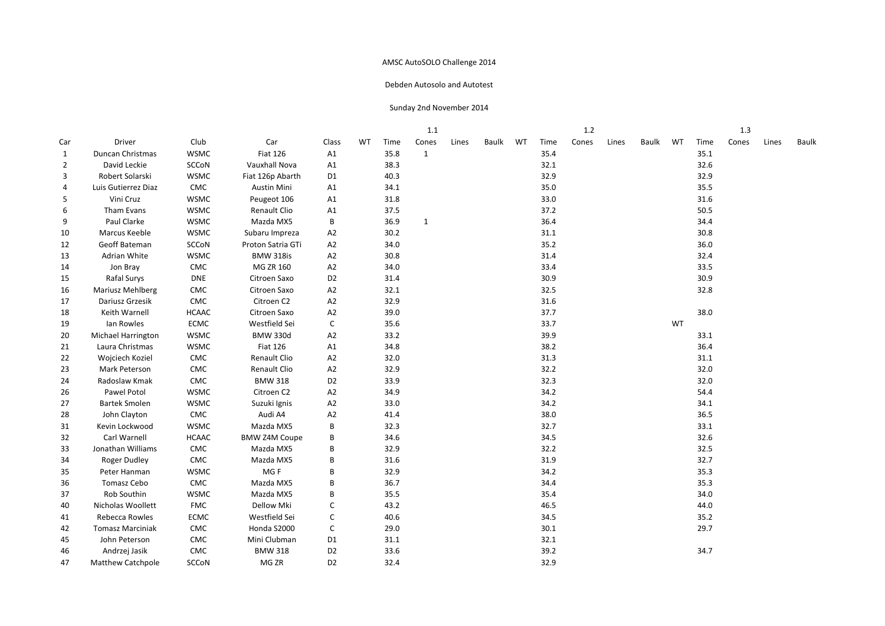AMSC AutoSOLO Challenge 2014

Debden Autosolo and Autotest

Sunday 2nd November 2014

| | | | | | | | 1.1 | | | | | 1.2 | | | | | 1.3 | | |
|---|---|---|---|---|---|---|---|---|---|---|---|---|---|---|---|---|---|---|---|
| Car | Driver | Club | Car | Class | WT | Time | Cones | Lines | Baulk | WT | Time | Cones | Lines | Baulk | WT | Time | Cones | Lines | Baulk |
| 1 | Duncan Christmas | WSMC | Fiat 126 | A1 | | 35.8 | 1 | | | | 35.4 | | | | | 35.1 | | | |
| 2 | David Leckie | SCCoN | Vauxhall Nova | A1 | | 38.3 | | | | | 32.1 | | | | | 32.6 | | | |
| 3 | Robert Solarski | WSMC | Fiat 126p Abarth | D1 | | 40.3 | | | | | 32.9 | | | | | 32.9 | | | |
| 4 | Luis Gutierrez Diaz | CMC | Austin Mini | A1 | | 34.1 | | | | | 35.0 | | | | | 35.5 | | | |
| 5 | Vini Cruz | WSMC | Peugeot 106 | A1 | | 31.8 | | | | | 33.0 | | | | | 31.6 | | | |
| 6 | Tham Evans | WSMC | Renault Clio | A1 | | 37.5 | | | | | 37.2 | | | | | 50.5 | | | |
| 9 | Paul Clarke | WSMC | Mazda MX5 | B | | 36.9 | 1 | | | | 36.4 | | | | | 34.4 | | | |
| 10 | Marcus Keeble | WSMC | Subaru Impreza | A2 | | 30.2 | | | | | 31.1 | | | | | 30.8 | | | |
| 12 | Geoff Bateman | SCCoN | Proton Satria GTi | A2 | | 34.0 | | | | | 35.2 | | | | | 36.0 | | | |
| 13 | Adrian White | WSMC | BMW 318is | A2 | | 30.8 | | | | | 31.4 | | | | | 32.4 | | | |
| 14 | Jon Bray | CMC | MG ZR 160 | A2 | | 34.0 | | | | | 33.4 | | | | | 33.5 | | | |
| 15 | Rafal Surys | DNE | Citroen Saxo | D2 | | 31.4 | | | | | 30.9 | | | | | 30.9 | | | |
| 16 | Mariusz Mehlberg | CMC | Citroen Saxo | A2 | | 32.1 | | | | | 32.5 | | | | | 32.8 | | | |
| 17 | Dariusz Grzesik | CMC | Citroen C2 | A2 | | 32.9 | | | | | 31.6 | | | | | | | | |
| 18 | Keith Warnell | HCAAC | Citroen Saxo | A2 | | 39.0 | | | | | 37.7 | | | | | 38.0 | | | |
| 19 | Ian Rowles | ECMC | Westfield Sei | C | | 35.6 | | | | | 33.7 | | | | WT | | | | |
| 20 | Michael Harrington | WSMC | BMW 330d | A2 | | 33.2 | | | | | 39.9 | | | | | 33.1 | | | |
| 21 | Laura Christmas | WSMC | Fiat 126 | A1 | | 34.8 | | | | | 38.2 | | | | | 36.4 | | | |
| 22 | Wojciech Koziel | CMC | Renault Clio | A2 | | 32.0 | | | | | 31.3 | | | | | 31.1 | | | |
| 23 | Mark Peterson | CMC | Renault Clio | A2 | | 32.9 | | | | | 32.2 | | | | | 32.0 | | | |
| 24 | Radoslaw Kmak | CMC | BMW 318 | D2 | | 33.9 | | | | | 32.3 | | | | | 32.0 | | | |
| 26 | Pawel Potol | WSMC | Citroen C2 | A2 | | 34.9 | | | | | 34.2 | | | | | 54.4 | | | |
| 27 | Bartek Smolen | WSMC | Suzuki Ignis | A2 | | 33.0 | | | | | 34.2 | | | | | 34.1 | | | |
| 28 | John Clayton | CMC | Audi A4 | A2 | | 41.4 | | | | | 38.0 | | | | | 36.5 | | | |
| 31 | Kevin Lockwood | WSMC | Mazda MX5 | B | | 32.3 | | | | | 32.7 | | | | | 33.1 | | | |
| 32 | Carl Warnell | HCAAC | BMW Z4M Coupe | B | | 34.6 | | | | | 34.5 | | | | | 32.6 | | | |
| 33 | Jonathan Williams | CMC | Mazda MX5 | B | | 32.9 | | | | | 32.2 | | | | | 32.5 | | | |
| 34 | Roger Dudley | CMC | Mazda MX5 | B | | 31.6 | | | | | 31.9 | | | | | 32.7 | | | |
| 35 | Peter Hanman | WSMC | MG F | B | | 32.9 | | | | | 34.2 | | | | | 35.3 | | | |
| 36 | Tomasz Cebo | CMC | Mazda MX5 | B | | 36.7 | | | | | 34.4 | | | | | 35.3 | | | |
| 37 | Rob Southin | WSMC | Mazda MX5 | B | | 35.5 | | | | | 35.4 | | | | | 34.0 | | | |
| 40 | Nicholas Woollett | FMC | Dellow Mki | C | | 43.2 | | | | | 46.5 | | | | | 44.0 | | | |
| 41 | Rebecca Rowles | ECMC | Westfield Sei | C | | 40.6 | | | | | 34.5 | | | | | 35.2 | | | |
| 42 | Tomasz Marciniak | CMC | Honda S2000 | C | | 29.0 | | | | | 30.1 | | | | | 29.7 | | | |
| 45 | John Peterson | CMC | Mini Clubman | D1 | | 31.1 | | | | | 32.1 | | | | | | | | |
| 46 | Andrzej Jasik | CMC | BMW 318 | D2 | | 33.6 | | | | | 39.2 | | | | | 34.7 | | | |
| 47 | Matthew Catchpole | SCCoN | MG ZR | D2 | | 32.4 | | | | | 32.9 | | | | | | | | |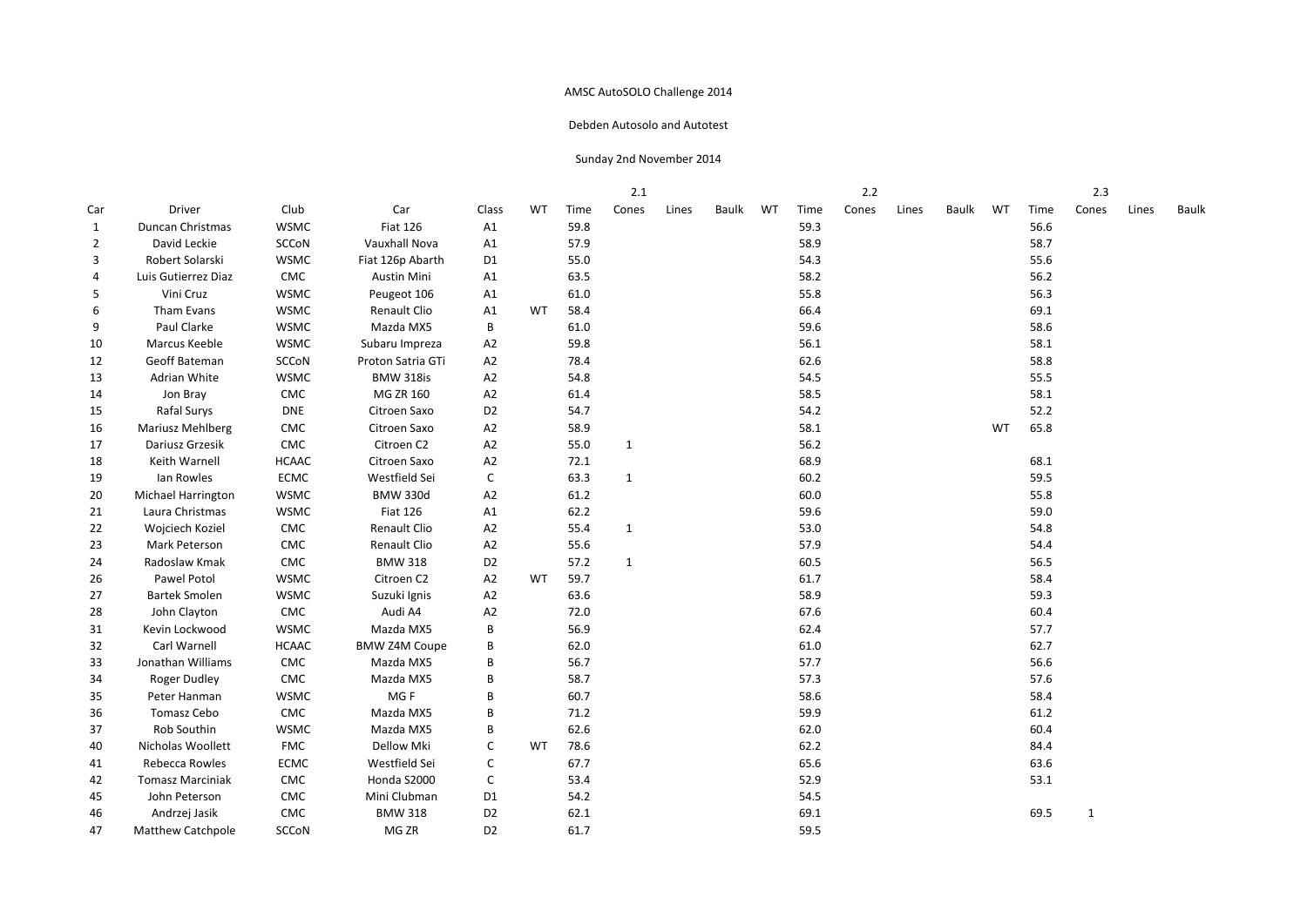AMSC AutoSOLO Challenge 2014

Debden Autosolo and Autotest

Sunday 2nd November 2014

| | | | | | 2.1 | | | | | 2.2 | | | | | 2.3 | | | |
|---|---|---|---|---|---|---|---|---|---|---|---|---|---|---|---|---|---|---|
| Car | Driver | Club | Car | Class | WT | Time | Cones | Lines | Baulk | WT | Time | Cones | Lines | Baulk | WT | Time | Cones | Lines | Baulk |
| 1 | Duncan Christmas | WSMC | Fiat 126 | A1 | | 59.8 | | | | | 59.3 | | | | | 56.6 | | | |
| 2 | David Leckie | SCCoN | Vauxhall Nova | A1 | | 57.9 | | | | | 58.9 | | | | | 58.7 | | | |
| 3 | Robert Solarski | WSMC | Fiat 126p Abarth | D1 | | 55.0 | | | | | 54.3 | | | | | 55.6 | | | |
| 4 | Luis Gutierrez Diaz | CMC | Austin Mini | A1 | | 63.5 | | | | | 58.2 | | | | | 56.2 | | | |
| 5 | Vini Cruz | WSMC | Peugeot 106 | A1 | | 61.0 | | | | | 55.8 | | | | | 56.3 | | | |
| 6 | Tham Evans | WSMC | Renault Clio | A1 | WT | 58.4 | | | | | 66.4 | | | | | 69.1 | | | |
| 9 | Paul Clarke | WSMC | Mazda MX5 | B | | 61.0 | | | | | 59.6 | | | | | 58.6 | | | |
| 10 | Marcus Keeble | WSMC | Subaru Impreza | A2 | | 59.8 | | | | | 56.1 | | | | | 58.1 | | | |
| 12 | Geoff Bateman | SCCoN | Proton Satria GTi | A2 | | 78.4 | | | | | 62.6 | | | | | 58.8 | | | |
| 13 | Adrian White | WSMC | BMW 318is | A2 | | 54.8 | | | | | 54.5 | | | | | 55.5 | | | |
| 14 | Jon Bray | CMC | MG ZR 160 | A2 | | 61.4 | | | | | 58.5 | | | | | 58.1 | | | |
| 15 | Rafal Surys | DNE | Citroen Saxo | D2 | | 54.7 | | | | | 54.2 | | | | | 52.2 | | | |
| 16 | Mariusz Mehlberg | CMC | Citroen Saxo | A2 | | 58.9 | | | | | 58.1 | | | | WT | 65.8 | | | |
| 17 | Dariusz Grzesik | CMC | Citroen C2 | A2 | | 55.0 | 1 | | | | 56.2 | | | | | | | | |
| 18 | Keith Warnell | HCAAC | Citroen Saxo | A2 | | 72.1 | | | | | 68.9 | | | | | 68.1 | | | |
| 19 | Ian Rowles | ECMC | Westfield Sei | C | | 63.3 | 1 | | | | 60.2 | | | | | 59.5 | | | |
| 20 | Michael Harrington | WSMC | BMW 330d | A2 | | 61.2 | | | | | 60.0 | | | | | 55.8 | | | |
| 21 | Laura Christmas | WSMC | Fiat 126 | A1 | | 62.2 | | | | | 59.6 | | | | | 59.0 | | | |
| 22 | Wojciech Koziel | CMC | Renault Clio | A2 | | 55.4 | 1 | | | | 53.0 | | | | | 54.8 | | | |
| 23 | Mark Peterson | CMC | Renault Clio | A2 | | 55.6 | | | | | 57.9 | | | | | 54.4 | | | |
| 24 | Radoslaw Kmak | CMC | BMW 318 | D2 | | 57.2 | 1 | | | | 60.5 | | | | | 56.5 | | | |
| 26 | Pawel Potol | WSMC | Citroen C2 | A2 | WT | 59.7 | | | | | 61.7 | | | | | 58.4 | | | |
| 27 | Bartek Smolen | WSMC | Suzuki Ignis | A2 | | 63.6 | | | | | 58.9 | | | | | 59.3 | | | |
| 28 | John Clayton | CMC | Audi A4 | A2 | | 72.0 | | | | | 67.6 | | | | | 60.4 | | | |
| 31 | Kevin Lockwood | WSMC | Mazda MX5 | B | | 56.9 | | | | | 62.4 | | | | | 57.7 | | | |
| 32 | Carl Warnell | HCAAC | BMW Z4M Coupe | B | | 62.0 | | | | | 61.0 | | | | | 62.7 | | | |
| 33 | Jonathan Williams | CMC | Mazda MX5 | B | | 56.7 | | | | | 57.7 | | | | | 56.6 | | | |
| 34 | Roger Dudley | CMC | Mazda MX5 | B | | 58.7 | | | | | 57.3 | | | | | 57.6 | | | |
| 35 | Peter Hanman | WSMC | MG F | B | | 60.7 | | | | | 58.6 | | | | | 58.4 | | | |
| 36 | Tomasz Cebo | CMC | Mazda MX5 | B | | 71.2 | | | | | 59.9 | | | | | 61.2 | | | |
| 37 | Rob Southin | WSMC | Mazda MX5 | B | | 62.6 | | | | | 62.0 | | | | | 60.4 | | | |
| 40 | Nicholas Woollett | FMC | Dellow Mki | C | WT | 78.6 | | | | | 62.2 | | | | | 84.4 | | | |
| 41 | Rebecca Rowles | ECMC | Westfield Sei | C | | 67.7 | | | | | 65.6 | | | | | 63.6 | | | |
| 42 | Tomasz Marciniak | CMC | Honda S2000 | C | | 53.4 | | | | | 52.9 | | | | | 53.1 | | | |
| 45 | John Peterson | CMC | Mini Clubman | D1 | | 54.2 | | | | | 54.5 | | | | | | | | |
| 46 | Andrzej Jasik | CMC | BMW 318 | D2 | | 62.1 | | | | | 69.1 | | | | | 69.5 | 1 | | |
| 47 | Matthew Catchpole | SCCoN | MG ZR | D2 | | 61.7 | | | | | 59.5 | | | | | | | | |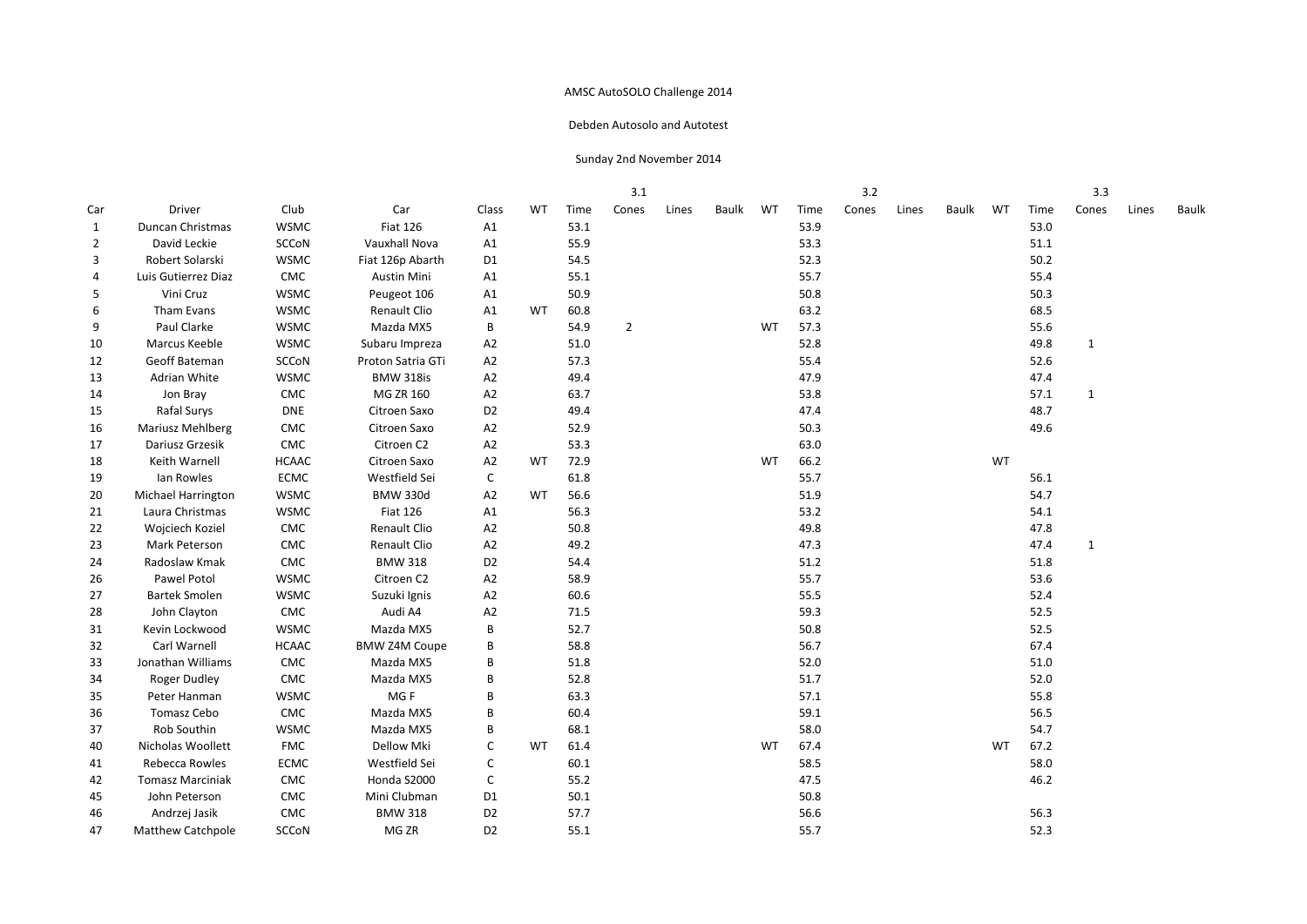AMSC AutoSOLO Challenge 2014

Debden Autosolo and Autotest

Sunday 2nd November 2014

| Car | Driver | Club | Car | Class | WT | 3.1 Time | Cones | Lines | Baulk | WT | 3.2 Time | Cones | Lines | Baulk | WT | 3.3 Time | Cones | Lines | Baulk |
|---|---|---|---|---|---|---|---|---|---|---|---|---|---|---|---|---|---|---|---|
| 1 | Duncan Christmas | WSMC | Fiat 126 | A1 | | 53.1 | | | | | 53.9 | | | | | 53.0 | | | |
| 2 | David Leckie | SCCoN | Vauxhall Nova | A1 | | 55.9 | | | | | 53.3 | | | | | 51.1 | | | |
| 3 | Robert Solarski | WSMC | Fiat 126p Abarth | D1 | | 54.5 | | | | | 52.3 | | | | | 50.2 | | | |
| 4 | Luis Gutierrez Diaz | CMC | Austin Mini | A1 | | 55.1 | | | | | 55.7 | | | | | 55.4 | | | |
| 5 | Vini Cruz | WSMC | Peugeot 106 | A1 | | 50.9 | | | | | 50.8 | | | | | 50.3 | | | |
| 6 | Tham Evans | WSMC | Renault Clio | A1 | WT | 60.8 | | | | | 63.2 | | | | | 68.5 | | | |
| 9 | Paul Clarke | WSMC | Mazda MX5 | B | | 54.9 | 2 | | | WT | 57.3 | | | | | 55.6 | | | |
| 10 | Marcus Keeble | WSMC | Subaru Impreza | A2 | | 51.0 | | | | | 52.8 | | | | | 49.8 | 1 | | |
| 12 | Geoff Bateman | SCCoN | Proton Satria GTi | A2 | | 57.3 | | | | | 55.4 | | | | | 52.6 | | | |
| 13 | Adrian White | WSMC | BMW 318is | A2 | | 49.4 | | | | | 47.9 | | | | | 47.4 | | | |
| 14 | Jon Bray | CMC | MG ZR 160 | A2 | | 63.7 | | | | | 53.8 | | | | | 57.1 | 1 | | |
| 15 | Rafal Surys | DNE | Citroen Saxo | D2 | | 49.4 | | | | | 47.4 | | | | | 48.7 | | | |
| 16 | Mariusz Mehlberg | CMC | Citroen Saxo | A2 | | 52.9 | | | | | 50.3 | | | | | 49.6 | | | |
| 17 | Dariusz Grzesik | CMC | Citroen C2 | A2 | | 53.3 | | | | | 63.0 | | | | | | | | |
| 18 | Keith Warnell | HCAAC | Citroen Saxo | A2 | WT | 72.9 | | | | WT | 66.2 | | | | WT | | | | |
| 19 | Ian Rowles | ECMC | Westfield Sei | C | | 61.8 | | | | | 55.7 | | | | | 56.1 | | | |
| 20 | Michael Harrington | WSMC | BMW 330d | A2 | WT | 56.6 | | | | | 51.9 | | | | | 54.7 | | | |
| 21 | Laura Christmas | WSMC | Fiat 126 | A1 | | 56.3 | | | | | 53.2 | | | | | 54.1 | | | |
| 22 | Wojciech Koziel | CMC | Renault Clio | A2 | | 50.8 | | | | | 49.8 | | | | | 47.8 | | | |
| 23 | Mark Peterson | CMC | Renault Clio | A2 | | 49.2 | | | | | 47.3 | | | | | 47.4 | 1 | | |
| 24 | Radoslaw Kmak | CMC | BMW 318 | D2 | | 54.4 | | | | | 51.2 | | | | | 51.8 | | | |
| 26 | Pawel Potol | WSMC | Citroen C2 | A2 | | 58.9 | | | | | 55.7 | | | | | 53.6 | | | |
| 27 | Bartek Smolen | WSMC | Suzuki Ignis | A2 | | 60.6 | | | | | 55.5 | | | | | 52.4 | | | |
| 28 | John Clayton | CMC | Audi A4 | A2 | | 71.5 | | | | | 59.3 | | | | | 52.5 | | | |
| 31 | Kevin Lockwood | WSMC | Mazda MX5 | B | | 52.7 | | | | | 50.8 | | | | | 52.5 | | | |
| 32 | Carl Warnell | HCAAC | BMW Z4M Coupe | B | | 58.8 | | | | | 56.7 | | | | | 67.4 | | | |
| 33 | Jonathan Williams | CMC | Mazda MX5 | B | | 51.8 | | | | | 52.0 | | | | | 51.0 | | | |
| 34 | Roger Dudley | CMC | Mazda MX5 | B | | 52.8 | | | | | 51.7 | | | | | 52.0 | | | |
| 35 | Peter Hanman | WSMC | MG F | B | | 63.3 | | | | | 57.1 | | | | | 55.8 | | | |
| 36 | Tomasz Cebo | CMC | Mazda MX5 | B | | 60.4 | | | | | 59.1 | | | | | 56.5 | | | |
| 37 | Rob Southin | WSMC | Mazda MX5 | B | | 68.1 | | | | | 58.0 | | | | | 54.7 | | | |
| 40 | Nicholas Woollett | FMC | Dellow Mki | C | WT | 61.4 | | | | WT | 67.4 | | | | WT | 67.2 | | | |
| 41 | Rebecca Rowles | ECMC | Westfield Sei | C | | 60.1 | | | | | 58.5 | | | | | 58.0 | | | |
| 42 | Tomasz Marciniak | CMC | Honda S2000 | C | | 55.2 | | | | | 47.5 | | | | | 46.2 | | | |
| 45 | John Peterson | CMC | Mini Clubman | D1 | | 50.1 | | | | | 50.8 | | | | | | | | |
| 46 | Andrzej Jasik | CMC | BMW 318 | D2 | | 57.7 | | | | | 56.6 | | | | | 56.3 | | | |
| 47 | Matthew Catchpole | SCCoN | MG ZR | D2 | | 55.1 | | | | | 55.7 | | | | | 52.3 | | | |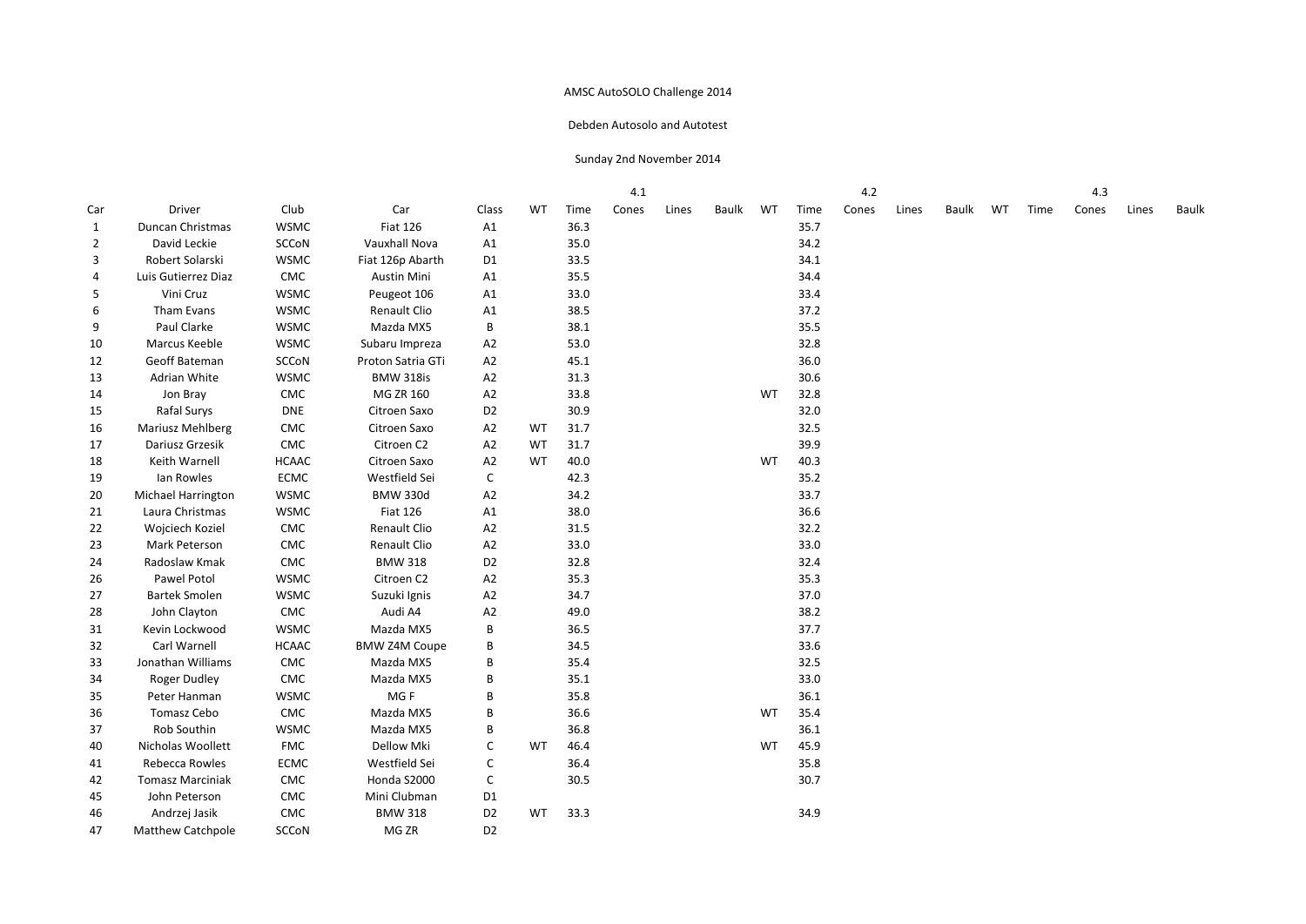AMSC AutoSOLO Challenge 2014

Debden Autosolo and Autotest

Sunday 2nd November 2014

| | | | | | | | 4.1 | | | | | 4.2 | | | | | 4.3 | | |
|---|---|---|---|---|---|---|---|---|---|---|---|---|---|---|---|---|---|---|---|
| Car | Driver | Club | Car | Class | WT | Time | Cones | Lines | Baulk | WT | Time | Cones | Lines | Baulk | WT | Time | Cones | Lines | Baulk |
| 1 | Duncan Christmas | WSMC | Fiat 126 | A1 | | 36.3 | | | | | 35.7 | | | | | | | | |
| 2 | David Leckie | SCCoN | Vauxhall Nova | A1 | | 35.0 | | | | | 34.2 | | | | | | | | |
| 3 | Robert Solarski | WSMC | Fiat 126p Abarth | D1 | | 33.5 | | | | | 34.1 | | | | | | | | |
| 4 | Luis Gutierrez Diaz | CMC | Austin Mini | A1 | | 35.5 | | | | | 34.4 | | | | | | | | |
| 5 | Vini Cruz | WSMC | Peugeot 106 | A1 | | 33.0 | | | | | 33.4 | | | | | | | | |
| 6 | Tham Evans | WSMC | Renault Clio | A1 | | 38.5 | | | | | 37.2 | | | | | | | | |
| 9 | Paul Clarke | WSMC | Mazda MX5 | B | | 38.1 | | | | | 35.5 | | | | | | | | |
| 10 | Marcus Keeble | WSMC | Subaru Impreza | A2 | | 53.0 | | | | | 32.8 | | | | | | | | |
| 12 | Geoff Bateman | SCCoN | Proton Satria GTi | A2 | | 45.1 | | | | | 36.0 | | | | | | | | |
| 13 | Adrian White | WSMC | BMW 318is | A2 | | 31.3 | | | | | 30.6 | | | | | | | | |
| 14 | Jon Bray | CMC | MG ZR 160 | A2 | | 33.8 | | | | WT | 32.8 | | | | | | | | |
| 15 | Rafal Surys | DNE | Citroen Saxo | D2 | | 30.9 | | | | | 32.0 | | | | | | | | |
| 16 | Mariusz Mehlberg | CMC | Citroen Saxo | A2 | WT | 31.7 | | | | | 32.5 | | | | | | | | |
| 17 | Dariusz Grzesik | CMC | Citroen C2 | A2 | WT | 31.7 | | | | | 39.9 | | | | | | | | |
| 18 | Keith Warnell | HCAAC | Citroen Saxo | A2 | WT | 40.0 | | | | WT | 40.3 | | | | | | | | |
| 19 | Ian Rowles | ECMC | Westfield Sei | C | | 42.3 | | | | | 35.2 | | | | | | | | |
| 20 | Michael Harrington | WSMC | BMW 330d | A2 | | 34.2 | | | | | 33.7 | | | | | | | | |
| 21 | Laura Christmas | WSMC | Fiat 126 | A1 | | 38.0 | | | | | 36.6 | | | | | | | | |
| 22 | Wojciech Koziel | CMC | Renault Clio | A2 | | 31.5 | | | | | 32.2 | | | | | | | | |
| 23 | Mark Peterson | CMC | Renault Clio | A2 | | 33.0 | | | | | 33.0 | | | | | | | | |
| 24 | Radoslaw Kmak | CMC | BMW 318 | D2 | | 32.8 | | | | | 32.4 | | | | | | | | |
| 26 | Pawel Potol | WSMC | Citroen C2 | A2 | | 35.3 | | | | | 35.3 | | | | | | | | |
| 27 | Bartek Smolen | WSMC | Suzuki Ignis | A2 | | 34.7 | | | | | 37.0 | | | | | | | | |
| 28 | John Clayton | CMC | Audi A4 | A2 | | 49.0 | | | | | 38.2 | | | | | | | | |
| 31 | Kevin Lockwood | WSMC | Mazda MX5 | B | | 36.5 | | | | | 37.7 | | | | | | | | |
| 32 | Carl Warnell | HCAAC | BMW Z4M Coupe | B | | 34.5 | | | | | 33.6 | | | | | | | | |
| 33 | Jonathan Williams | CMC | Mazda MX5 | B | | 35.4 | | | | | 32.5 | | | | | | | | |
| 34 | Roger Dudley | CMC | Mazda MX5 | B | | 35.1 | | | | | 33.0 | | | | | | | | |
| 35 | Peter Hanman | WSMC | MG F | B | | 35.8 | | | | | 36.1 | | | | | | | | |
| 36 | Tomasz Cebo | CMC | Mazda MX5 | B | | 36.6 | | | | WT | 35.4 | | | | | | | | |
| 37 | Rob Southin | WSMC | Mazda MX5 | B | | 36.8 | | | | | 36.1 | | | | | | | | |
| 40 | Nicholas Woollett | FMC | Dellow Mki | C | WT | 46.4 | | | | WT | 45.9 | | | | | | | | |
| 41 | Rebecca Rowles | ECMC | Westfield Sei | C | | 36.4 | | | | | 35.8 | | | | | | | | |
| 42 | Tomasz Marciniak | CMC | Honda S2000 | C | | 30.5 | | | | | 30.7 | | | | | | | | |
| 45 | John Peterson | CMC | Mini Clubman | D1 | | | | | | | | | | | | | | | |
| 46 | Andrzej Jasik | CMC | BMW 318 | D2 | WT | 33.3 | | | | | 34.9 | | | | | | | | |
| 47 | Matthew Catchpole | SCCoN | MG ZR | D2 | | | | | | | | | | | | | | | |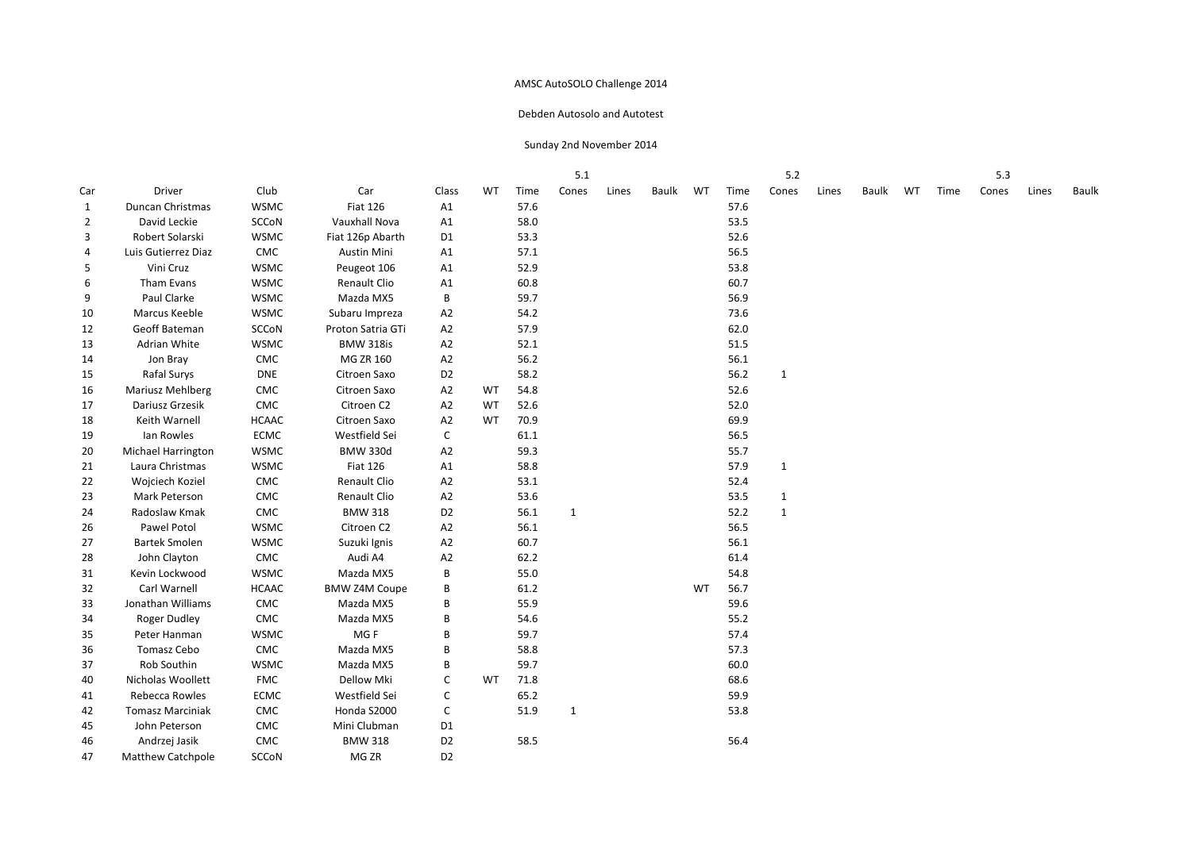AMSC AutoSOLO Challenge 2014

Debden Autosolo and Autotest

Sunday 2nd November 2014

| | | | | | | | 5.1 | | | | | 5.2 | | | | | 5.3 | | |
|---|---|---|---|---|---|---|---|---|---|---|---|---|---|---|---|---|---|---|---|
| Car | Driver | Club | Car | Class | WT | Time | Cones | Lines | Baulk | WT | Time | Cones | Lines | Baulk | WT | Time | Cones | Lines | Baulk |
| 1 | Duncan Christmas | WSMC | Fiat 126 | A1 | | 57.6 | | | | | 57.6 | | | | | | | | |
| 2 | David Leckie | SCCoN | Vauxhall Nova | A1 | | 58.0 | | | | | 53.5 | | | | | | | | |
| 3 | Robert Solarski | WSMC | Fiat 126p Abarth | D1 | | 53.3 | | | | | 52.6 | | | | | | | | |
| 4 | Luis Gutierrez Diaz | CMC | Austin Mini | A1 | | 57.1 | | | | | 56.5 | | | | | | | | |
| 5 | Vini Cruz | WSMC | Peugeot 106 | A1 | | 52.9 | | | | | 53.8 | | | | | | | | |
| 6 | Tham Evans | WSMC | Renault Clio | A1 | | 60.8 | | | | | 60.7 | | | | | | | | |
| 9 | Paul Clarke | WSMC | Mazda MX5 | B | | 59.7 | | | | | 56.9 | | | | | | | | |
| 10 | Marcus Keeble | WSMC | Subaru Impreza | A2 | | 54.2 | | | | | 73.6 | | | | | | | | |
| 12 | Geoff Bateman | SCCoN | Proton Satria GTi | A2 | | 57.9 | | | | | 62.0 | | | | | | | | |
| 13 | Adrian White | WSMC | BMW 318is | A2 | | 52.1 | | | | | 51.5 | | | | | | | | |
| 14 | Jon Bray | CMC | MG ZR 160 | A2 | | 56.2 | | | | | 56.1 | | | | | | | | |
| 15 | Rafal Surys | DNE | Citroen Saxo | D2 | | 58.2 | | | | | 56.2 | 1 | | | | | | | |
| 16 | Mariusz Mehlberg | CMC | Citroen Saxo | A2 | WT | 54.8 | | | | | 52.6 | | | | | | | | |
| 17 | Dariusz Grzesik | CMC | Citroen C2 | A2 | WT | 52.6 | | | | | 52.0 | | | | | | | | |
| 18 | Keith Warnell | HCAAC | Citroen Saxo | A2 | WT | 70.9 | | | | | 69.9 | | | | | | | | |
| 19 | Ian Rowles | ECMC | Westfield Sei | C | | 61.1 | | | | | 56.5 | | | | | | | | |
| 20 | Michael Harrington | WSMC | BMW 330d | A2 | | 59.3 | | | | | 55.7 | | | | | | | | |
| 21 | Laura Christmas | WSMC | Fiat 126 | A1 | | 58.8 | | | | | 57.9 | 1 | | | | | | | |
| 22 | Wojciech Koziel | CMC | Renault Clio | A2 | | 53.1 | | | | | 52.4 | | | | | | | | |
| 23 | Mark Peterson | CMC | Renault Clio | A2 | | 53.6 | | | | | 53.5 | 1 | | | | | | | |
| 24 | Radoslaw Kmak | CMC | BMW 318 | D2 | | 56.1 | 1 | | | | 52.2 | 1 | | | | | | | |
| 26 | Pawel Potol | WSMC | Citroen C2 | A2 | | 56.1 | | | | | 56.5 | | | | | | | | |
| 27 | Bartek Smolen | WSMC | Suzuki Ignis | A2 | | 60.7 | | | | | 56.1 | | | | | | | | |
| 28 | John Clayton | CMC | Audi A4 | A2 | | 62.2 | | | | | 61.4 | | | | | | | | |
| 31 | Kevin Lockwood | WSMC | Mazda MX5 | B | | 55.0 | | | | | 54.8 | | | | | | | | |
| 32 | Carl Warnell | HCAAC | BMW Z4M Coupe | B | | 61.2 | | | | WT | 56.7 | | | | | | | | |
| 33 | Jonathan Williams | CMC | Mazda MX5 | B | | 55.9 | | | | | 59.6 | | | | | | | | |
| 34 | Roger Dudley | CMC | Mazda MX5 | B | | 54.6 | | | | | 55.2 | | | | | | | | |
| 35 | Peter Hanman | WSMC | MG F | B | | 59.7 | | | | | 57.4 | | | | | | | | |
| 36 | Tomasz Cebo | CMC | Mazda MX5 | B | | 58.8 | | | | | 57.3 | | | | | | | | |
| 37 | Rob Southin | WSMC | Mazda MX5 | B | | 59.7 | | | | | 60.0 | | | | | | | | |
| 40 | Nicholas Woollett | FMC | Dellow Mki | C | WT | 71.8 | | | | | 68.6 | | | | | | | | |
| 41 | Rebecca Rowles | ECMC | Westfield Sei | C | | 65.2 | | | | | 59.9 | | | | | | | | |
| 42 | Tomasz Marciniak | CMC | Honda S2000 | C | | 51.9 | 1 | | | | 53.8 | | | | | | | | |
| 45 | John Peterson | CMC | Mini Clubman | D1 | | | | | | | | | | | | | | | |
| 46 | Andrzej Jasik | CMC | BMW 318 | D2 | | 58.5 | | | | | 56.4 | | | | | | | | |
| 47 | Matthew Catchpole | SCCoN | MG ZR | D2 | | | | | | | | | | | | | | | |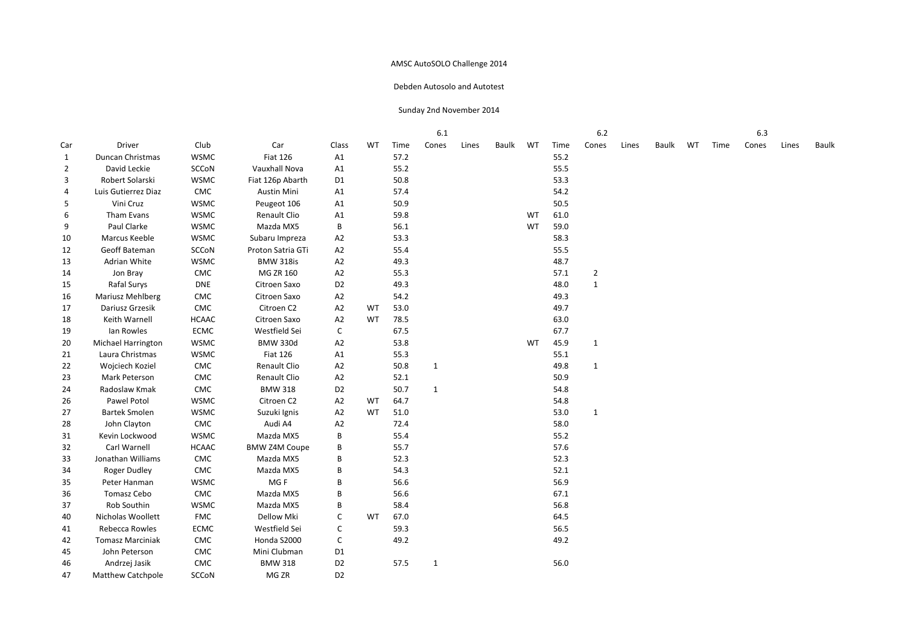AMSC AutoSOLO Challenge 2014

Debden Autosolo and Autotest

Sunday 2nd November 2014

| | | | | | 6.1 | | | | | 6.2 | | | | | 6.3 | | | | |
|---|---|---|---|---|---|---|---|---|---|---|---|---|---|---|---|---|---|---|---|
| Car | Driver | Club | Car | Class | WT | Time | Cones | Lines | Baulk | WT | Time | Cones | Lines | Baulk | WT | Time | Cones | Lines | Baulk |
| 1 | Duncan Christmas | WSMC | Fiat 126 | A1 | | 57.2 | | | | | 55.2 | | | | | | | | |
| 2 | David Leckie | SCCoN | Vauxhall Nova | A1 | | 55.2 | | | | | 55.5 | | | | | | | | |
| 3 | Robert Solarski | WSMC | Fiat 126p Abarth | D1 | | 50.8 | | | | | 53.3 | | | | | | | | |
| 4 | Luis Gutierrez Diaz | CMC | Austin Mini | A1 | | 57.4 | | | | | 54.2 | | | | | | | | |
| 5 | Vini Cruz | WSMC | Peugeot 106 | A1 | | 50.9 | | | | | 50.5 | | | | | | | | |
| 6 | Tham Evans | WSMC | Renault Clio | A1 | | 59.8 | | | | WT | 61.0 | | | | | | | | |
| 9 | Paul Clarke | WSMC | Mazda MX5 | B | | 56.1 | | | | WT | 59.0 | | | | | | | | |
| 10 | Marcus Keeble | WSMC | Subaru Impreza | A2 | | 53.3 | | | | | 58.3 | | | | | | | | |
| 12 | Geoff Bateman | SCCoN | Proton Satria GTi | A2 | | 55.4 | | | | | 55.5 | | | | | | | | |
| 13 | Adrian White | WSMC | BMW 318is | A2 | | 49.3 | | | | | 48.7 | | | | | | | | |
| 14 | Jon Bray | CMC | MG ZR 160 | A2 | | 55.3 | | | | | 57.1 | 2 | | | | | | | |
| 15 | Rafal Surys | DNE | Citroen Saxo | D2 | | 49.3 | | | | | 48.0 | 1 | | | | | | | |
| 16 | Mariusz Mehlberg | CMC | Citroen Saxo | A2 | | 54.2 | | | | | 49.3 | | | | | | | | |
| 17 | Dariusz Grzesik | CMC | Citroen C2 | A2 | WT | 53.0 | | | | | 49.7 | | | | | | | | |
| 18 | Keith Warnell | HCAAC | Citroen Saxo | A2 | WT | 78.5 | | | | | 63.0 | | | | | | | | |
| 19 | Ian Rowles | ECMC | Westfield Sei | C | | 67.5 | | | | | 67.7 | | | | | | | | |
| 20 | Michael Harrington | WSMC | BMW 330d | A2 | | 53.8 | | | | WT | 45.9 | 1 | | | | | | | |
| 21 | Laura Christmas | WSMC | Fiat 126 | A1 | | 55.3 | | | | | 55.1 | | | | | | | | |
| 22 | Wojciech Koziel | CMC | Renault Clio | A2 | | 50.8 | 1 | | | | 49.8 | 1 | | | | | | | |
| 23 | Mark Peterson | CMC | Renault Clio | A2 | | 52.1 | | | | | 50.9 | | | | | | | | |
| 24 | Radoslaw Kmak | CMC | BMW 318 | D2 | | 50.7 | 1 | | | | 54.8 | | | | | | | | |
| 26 | Pawel Potol | WSMC | Citroen C2 | A2 | WT | 64.7 | | | | | 54.8 | | | | | | | | |
| 27 | Bartek Smolen | WSMC | Suzuki Ignis | A2 | WT | 51.0 | | | | | 53.0 | 1 | | | | | | | |
| 28 | John Clayton | CMC | Audi A4 | A2 | | 72.4 | | | | | 58.0 | | | | | | | | |
| 31 | Kevin Lockwood | WSMC | Mazda MX5 | B | | 55.4 | | | | | 55.2 | | | | | | | | |
| 32 | Carl Warnell | HCAAC | BMW Z4M Coupe | B | | 55.7 | | | | | 57.6 | | | | | | | | |
| 33 | Jonathan Williams | CMC | Mazda MX5 | B | | 52.3 | | | | | 52.3 | | | | | | | | |
| 34 | Roger Dudley | CMC | Mazda MX5 | B | | 54.3 | | | | | 52.1 | | | | | | | | |
| 35 | Peter Hanman | WSMC | MG F | B | | 56.6 | | | | | 56.9 | | | | | | | | |
| 36 | Tomasz Cebo | CMC | Mazda MX5 | B | | 56.6 | | | | | 67.1 | | | | | | | | |
| 37 | Rob Southin | WSMC | Mazda MX5 | B | | 58.4 | | | | | 56.8 | | | | | | | | |
| 40 | Nicholas Woollett | FMC | Dellow Mki | C | WT | 67.0 | | | | | 64.5 | | | | | | | | |
| 41 | Rebecca Rowles | ECMC | Westfield Sei | C | | 59.3 | | | | | 56.5 | | | | | | | | |
| 42 | Tomasz Marciniak | CMC | Honda S2000 | C | | 49.2 | | | | | 49.2 | | | | | | | | |
| 45 | John Peterson | CMC | Mini Clubman | D1 | | | | | | | | | | | | | | | |
| 46 | Andrzej Jasik | CMC | BMW 318 | D2 | | 57.5 | 1 | | | | 56.0 | | | | | | | | |
| 47 | Matthew Catchpole | SCCoN | MG ZR | D2 | | | | | | | | | | | | | | | |